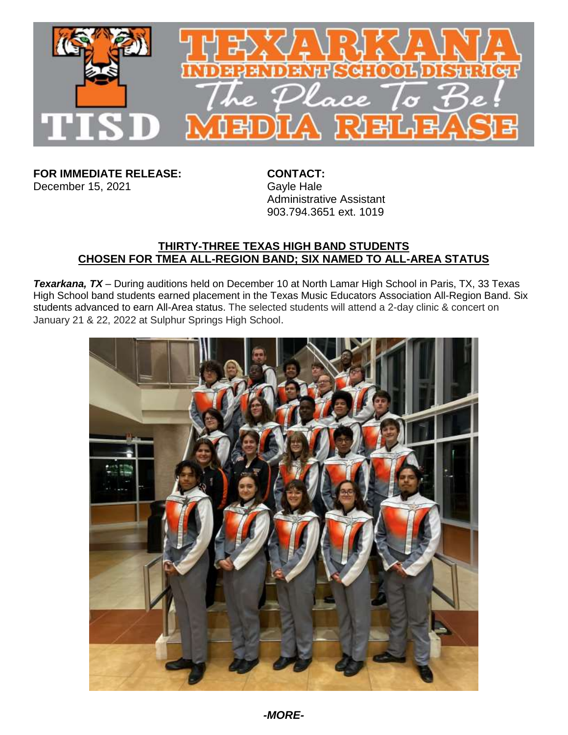**FOR IMMEDIATE RELEASE:**
December 15, 2021

**CONTACT:**
Gayle Hale
Administrative Assistant
903.794.3651 ext. 1019

## THIRTY-THREE TEXAS HIGH BAND STUDENTS CHOSEN FOR TMEA ALL-REGION BAND; SIX NAMED TO ALL-AREA STATUS

***Texarkana, TX*** – During auditions held on December 10 at North Lamar High School in Paris, TX, 33 Texas High School band students earned placement in the Texas Music Educators Association All-Region Band. Six students advanced to earn All-Area status. The selected students will attend a 2-day clinic & concert on January 21 & 22, 2022 at Sulphur Springs High School.

***-MORE-***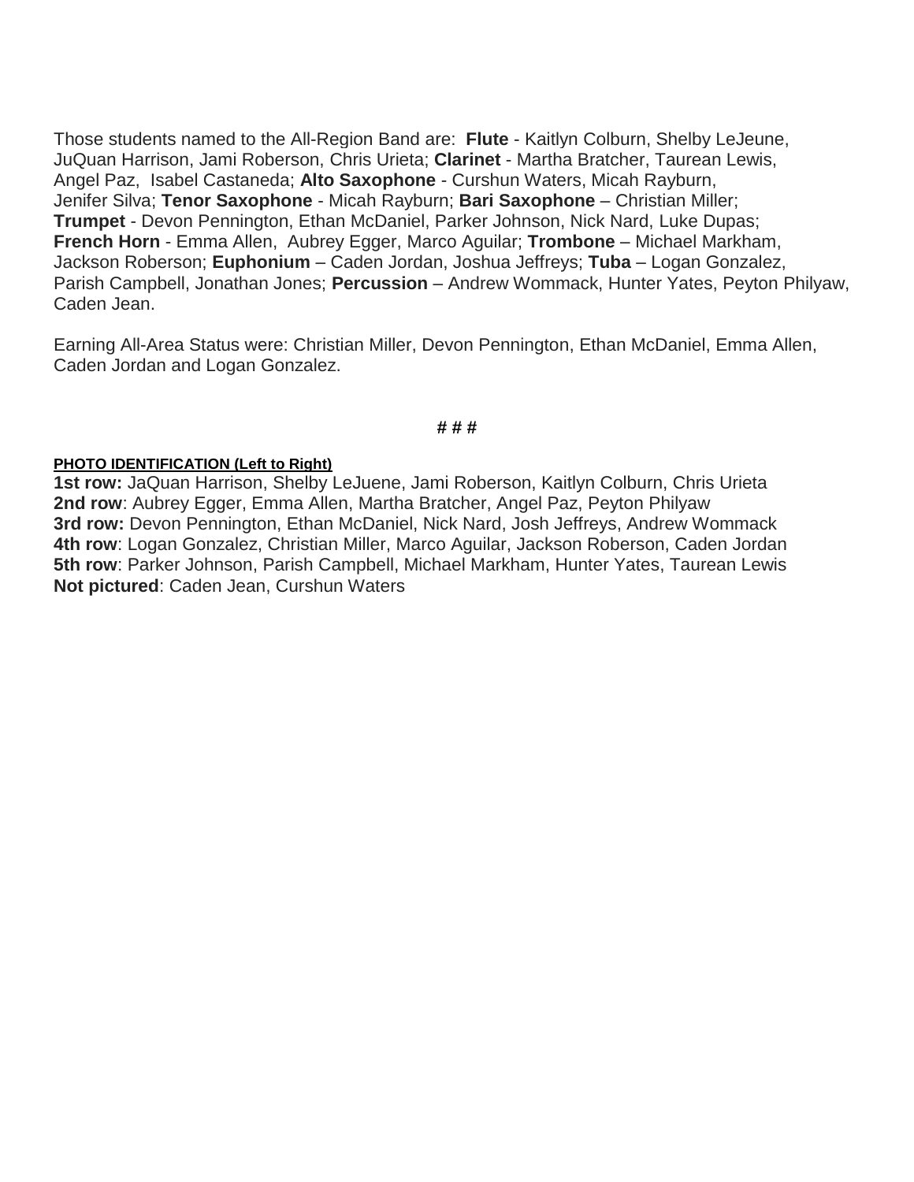Those students named to the All-Region Band are: **Flute** - Kaitlyn Colburn, Shelby LeJeune, JuQuan Harrison, Jami Roberson, Chris Urieta; **Clarinet** - Martha Bratcher, Taurean Lewis, Angel Paz, Isabel Castaneda; **Alto Saxophone** - Curshun Waters, Micah Rayburn, Jenifer Silva; **Tenor Saxophone** - Micah Rayburn; **Bari Saxophone** – Christian Miller; **Trumpet** - Devon Pennington, Ethan McDaniel, Parker Johnson, Nick Nard, Luke Dupas; **French Horn** - Emma Allen, Aubrey Egger, Marco Aguilar; **Trombone** – Michael Markham, Jackson Roberson; **Euphonium** – Caden Jordan, Joshua Jeffreys; **Tuba** – Logan Gonzalez, Parish Campbell, Jonathan Jones; **Percussion** – Andrew Wommack, Hunter Yates, Peyton Philyaw, Caden Jean.

Earning All-Area Status were: Christian Miller, Devon Pennington, Ethan McDaniel, Emma Allen, Caden Jordan and Logan Gonzalez.

# # #

**PHOTO IDENTIFICATION (Left to Right)**

**1st row:** JaQuan Harrison, Shelby LeJuene, Jami Roberson, Kaitlyn Colburn, Chris Urieta
**2nd row**: Aubrey Egger, Emma Allen, Martha Bratcher, Angel Paz, Peyton Philyaw
**3rd row:** Devon Pennington, Ethan McDaniel, Nick Nard, Josh Jeffreys, Andrew Wommack
**4th row**: Logan Gonzalez, Christian Miller, Marco Aguilar, Jackson Roberson, Caden Jordan
**5th row**: Parker Johnson, Parish Campbell, Michael Markham, Hunter Yates, Taurean Lewis
**Not pictured**: Caden Jean, Curshun Waters